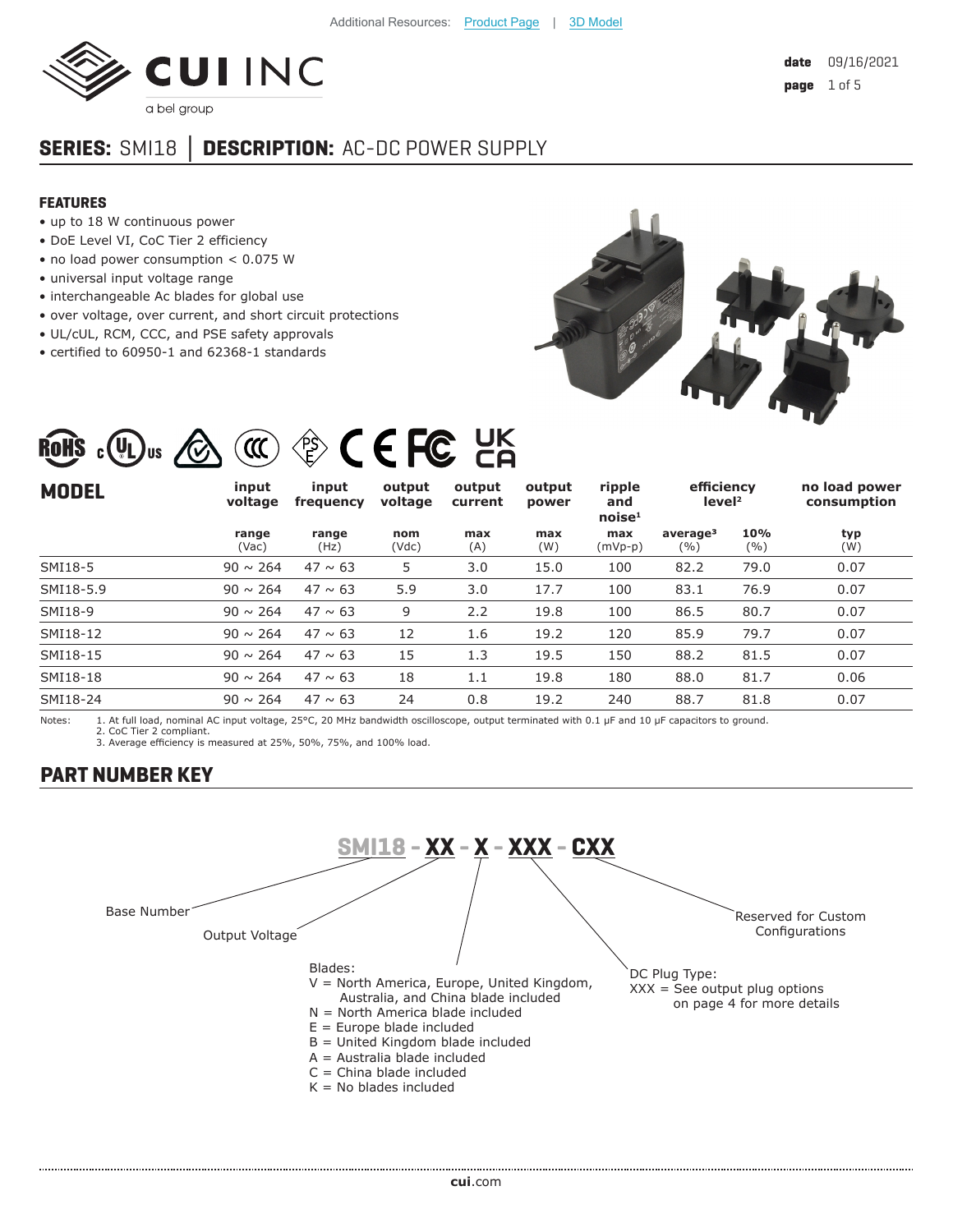Additional Resources: Product Page | 3D Model

date 09/16/2021

## SERIES: SMI18 | DESCRIPTION: AC-DC POWER SUPPLY

### FEATURES

- up to 18 W continuous power
- DoE Level VI, CoC Tier 2 efficiency
- no load power consumption < 0.075 W
- universal input voltage range
- interchangeable Ac blades for global use
- over voltage, over current, and short circuit protections
- UL/cUL, RCM, CCC, and PSE safety approvals
- certified to 60950-1 and 62368-1 standards

| MODEL | input voltage | input frequency | output voltage | output current | output power | ripple and noise[1] | efficiency level[2] | | no load power consumption |
|---|---|---|---|---|---|---|---|---|---|
| | range (Vac) | range (Hz) | nom (Vdc) | max (A) | max (W) | max (mVp-p) | average[3] (%) | 10% (%) | typ (W) |
| SMI18-5 | 90 ~ 264 | 47 ~ 63 | 5 | 3.0 | 15.0 | 100 | 82.2 | 79.0 | 0.07 |
| SMI18-5.9 | 90 ~ 264 | 47 ~ 63 | 5.9 | 3.0 | 17.7 | 100 | 83.1 | 76.9 | 0.07 |
| SMI18-9 | 90 ~ 264 | 47 ~ 63 | 9 | 2.2 | 19.8 | 100 | 86.5 | 80.7 | 0.07 |
| SMI18-12 | 90 ~ 264 | 47 ~ 63 | 12 | 1.6 | 19.2 | 120 | 85.9 | 79.7 | 0.07 |
| SMI18-15 | 90 ~ 264 | 47 ~ 63 | 15 | 1.3 | 19.5 | 150 | 88.2 | 81.5 | 0.07 |
| SMI18-18 | 90 ~ 264 | 47 ~ 63 | 18 | 1.1 | 19.8 | 180 | 88.0 | 81.7 | 0.06 |
| SMI18-24 | 90 ~ 264 | 47 ~ 63 | 24 | 0.8 | 19.2 | 240 | 88.7 | 81.8 | 0.07 |

Notes:
1. At full load, nominal AC input voltage, 25°C, 20 MHz bandwidth oscilloscope, output terminated with 0.1 µF and 10 µF capacitors to ground.
2. CoC Tier 2 compliant.
3. Average efficiency is measured at 25%, 50%, 75%, and 100% load.

### PART NUMBER KEY

**SMI18 - XX - X - XXX - CXX**

- Base Number: SMI18
- Output Voltage: XX
- Blades: X
  - V = North America, Europe, United Kingdom, Australia, and China blade included
  - N = North America blade included
  - E = Europe blade included
  - B = United Kingdom blade included
  - A = Australia blade included
  - C = China blade included
  - K = No blades included
- DC Plug Type: XXX = See output plug options on page 4 for more details
- Reserved for Custom Configurations: CXX

cui.com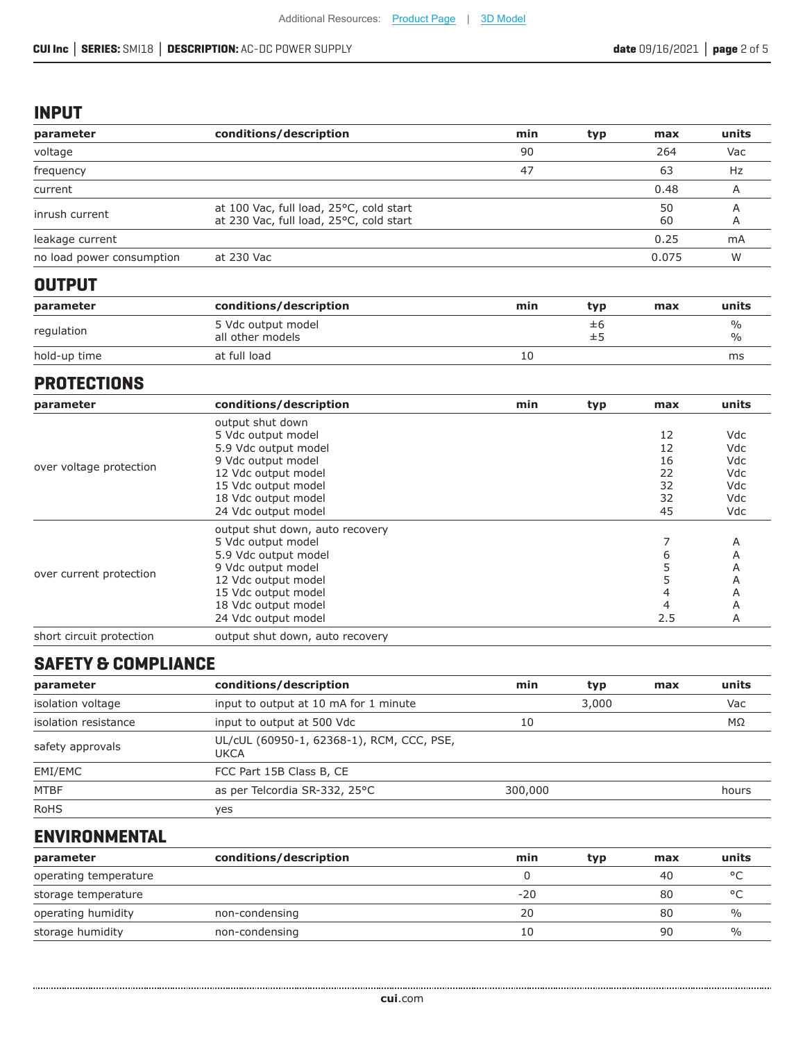## INPUT

| parameter | conditions/description | min | typ | max | units |
|---|---|---|---|---|---|
| voltage | | 90 | | 264 | Vac |
| frequency | | 47 | | 63 | Hz |
| current | | | | 0.48 | A |
| inrush current | at 100 Vac, full load, 25°C, cold start<br>at 230 Vac, full load, 25°C, cold start | | | 50<br>60 | A<br>A |
| leakage current | | | | 0.25 | mA |
| no load power consumption | at 230 Vac | | | 0.075 | W |

## OUTPUT

| parameter | conditions/description | min | typ | max | units |
|---|---|---|---|---|---|
| regulation | 5 Vdc output model<br>all other models | | ±6<br>±5 | | %<br>% |
| hold-up time | at full load | 10 | | | ms |

## PROTECTIONS

| parameter | conditions/description | min | typ | max | units |
|---|---|---|---|---|---|
| over voltage protection | output shut down<br>5 Vdc output model<br>5.9 Vdc output model<br>9 Vdc output model<br>12 Vdc output model<br>15 Vdc output model<br>18 Vdc output model<br>24 Vdc output model | | | <br>12<br>12<br>16<br>22<br>32<br>32<br>45 | <br>Vdc<br>Vdc<br>Vdc<br>Vdc<br>Vdc<br>Vdc<br>Vdc |
| over current protection | output shut down, auto recovery<br>5 Vdc output model<br>5.9 Vdc output model<br>9 Vdc output model<br>12 Vdc output model<br>15 Vdc output model<br>18 Vdc output model<br>24 Vdc output model | | | <br>7<br>6<br>5<br>5<br>4<br>4<br>2.5 | <br>A<br>A<br>A<br>A<br>A<br>A<br>A |
| short circuit protection | output shut down, auto recovery | | | | |

## SAFETY & COMPLIANCE

| parameter | conditions/description | min | typ | max | units |
|---|---|---|---|---|---|
| isolation voltage | input to output at 10 mA for 1 minute | | 3,000 | | Vac |
| isolation resistance | input to output at 500 Vdc | 10 | | | MΩ |
| safety approvals | UL/cUL (60950-1, 62368-1), RCM, CCC, PSE, UKCA | | | | |
| EMI/EMC | FCC Part 15B Class B, CE | | | | |
| MTBF | as per Telcordia SR-332, 25°C | 300,000 | | | hours |
| RoHS | yes | | | | |

## ENVIRONMENTAL

| parameter | conditions/description | min | typ | max | units |
|---|---|---|---|---|---|
| operating temperature | | 0 | | 40 | °C |
| storage temperature | | -20 | | 80 | °C |
| operating humidity | non-condensing | 20 | | 80 | % |
| storage humidity | non-condensing | 10 | | 90 | % |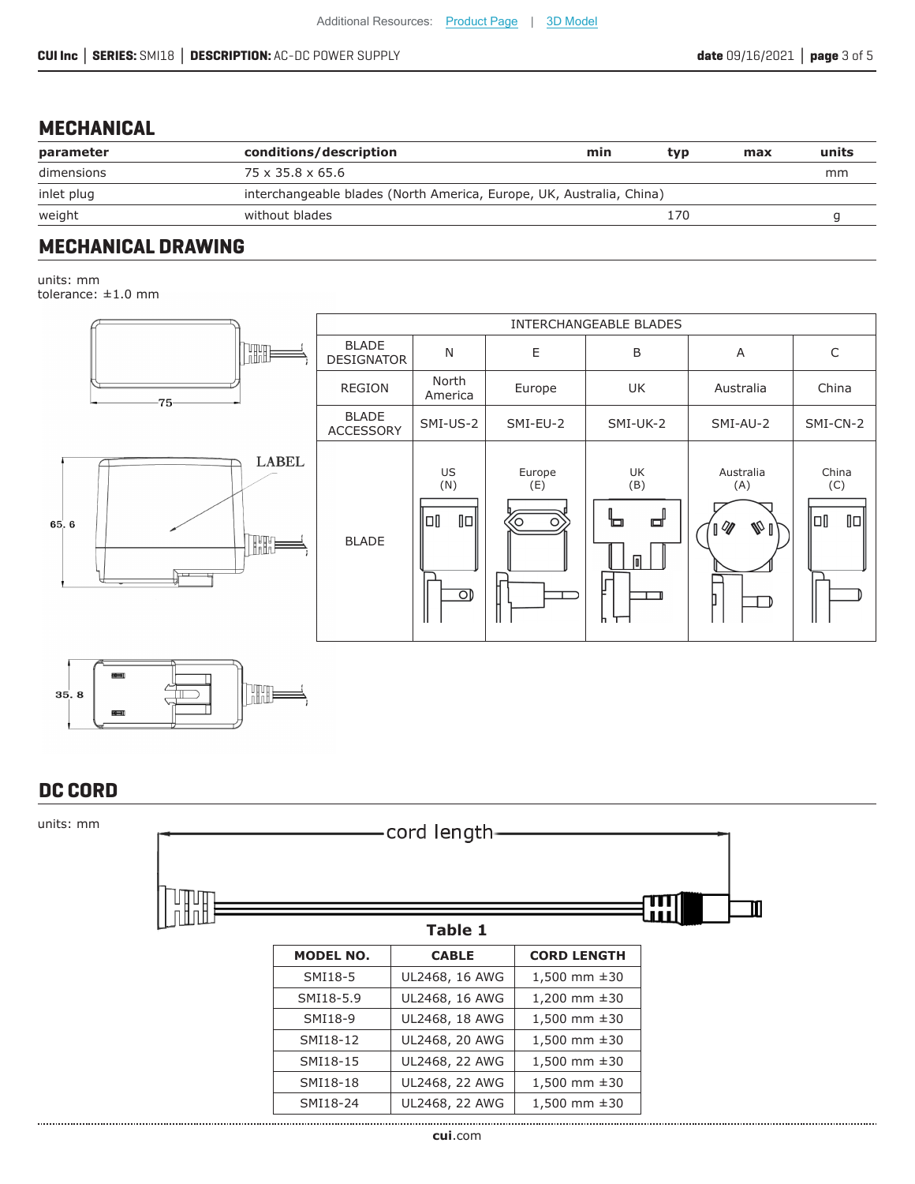## MECHANICAL

| parameter | conditions/description | min | typ | max | units |
|---|---|---|---|---|---|
| dimensions | 75 x 35.8 x 65.6 | | | | mm |
| inlet plug | interchangeable blades (North America, Europe, UK, Australia, China) | | | | |
| weight | without blades | | 170 | | g |

## MECHANICAL DRAWING

units: mm
tolerance: ±1.0 mm

| INTERCHANGEABLE BLADES | | | | | |
|---|---|---|---|---|---|
| BLADE DESIGNATOR | N | E | B | A | C |
| REGION | North America | Europe | UK | Australia | China |
| BLADE ACCESSORY | SMI-US-2 | SMI-EU-2 | SMI-UK-2 | SMI-AU-2 | SMI-CN-2 |
| BLADE | US (N) | Europe (E) | UK (B) | Australia (A) | China (C) |

## DC CORD

units: mm

**Table 1**

| MODEL NO. | CABLE | CORD LENGTH |
|---|---|---|
| SMI18-5 | UL2468, 16 AWG | 1,500 mm ±30 |
| SMI18-5.9 | UL2468, 16 AWG | 1,200 mm ±30 |
| SMI18-9 | UL2468, 18 AWG | 1,500 mm ±30 |
| SMI18-12 | UL2468, 20 AWG | 1,500 mm ±30 |
| SMI18-15 | UL2468, 22 AWG | 1,500 mm ±30 |
| SMI18-18 | UL2468, 22 AWG | 1,500 mm ±30 |
| SMI18-24 | UL2468, 22 AWG | 1,500 mm ±30 |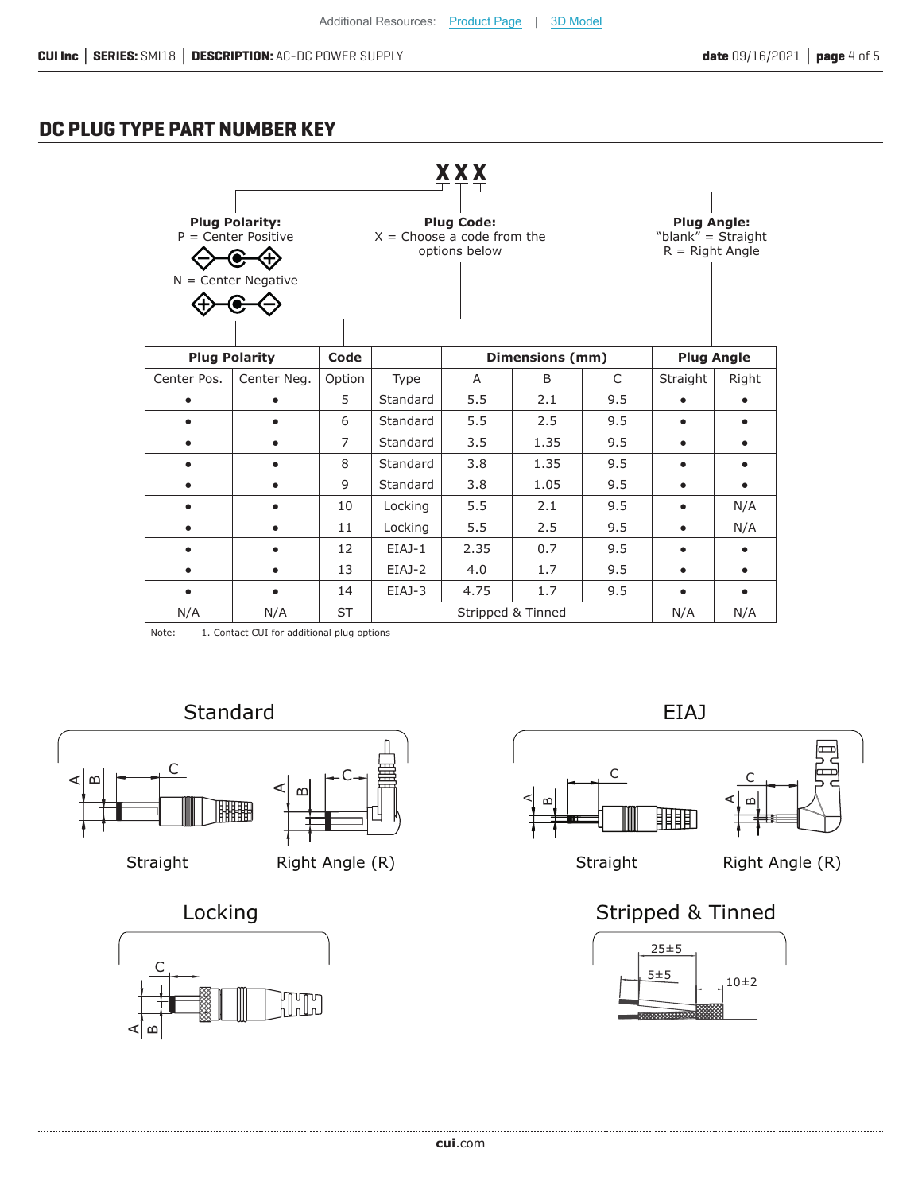## DC PLUG TYPE PART NUMBER KEY

**X X X**

**Plug Polarity:**
P = Center Positive
N = Center Negative

**Plug Code:**
X = Choose a code from the options below

**Plug Angle:**
"blank" = Straight
R = Right Angle

| Plug Polarity | | Code | | Dimensions (mm) | | | Plug Angle | |
|---|---|---|---|---|---|---|---|---|
| Center Pos. | Center Neg. | Option | Type | A | B | C | Straight | Right |
| • | • | 5 | Standard | 5.5 | 2.1 | 9.5 | • | • |
| • | • | 6 | Standard | 5.5 | 2.5 | 9.5 | • | • |
| • | • | 7 | Standard | 3.5 | 1.35 | 9.5 | • | • |
| • | • | 8 | Standard | 3.8 | 1.35 | 9.5 | • | • |
| • | • | 9 | Standard | 3.8 | 1.05 | 9.5 | • | • |
| • | • | 10 | Locking | 5.5 | 2.1 | 9.5 | • | N/A |
| • | • | 11 | Locking | 5.5 | 2.5 | 9.5 | • | N/A |
| • | • | 12 | EIAJ-1 | 2.35 | 0.7 | 9.5 | • | • |
| • | • | 13 | EIAJ-2 | 4.0 | 1.7 | 9.5 | • | • |
| • | • | 14 | EIAJ-3 | 4.75 | 1.7 | 9.5 | • | • |
| N/A | N/A | ST | Stripped & Tinned | | | | N/A | N/A |

Note: 1. Contact CUI for additional plug options

### Standard

Straight

Right Angle (R)

### EIAJ

Straight

Right Angle (R)

### Locking

### Stripped & Tinned

25±5

5±5

10±2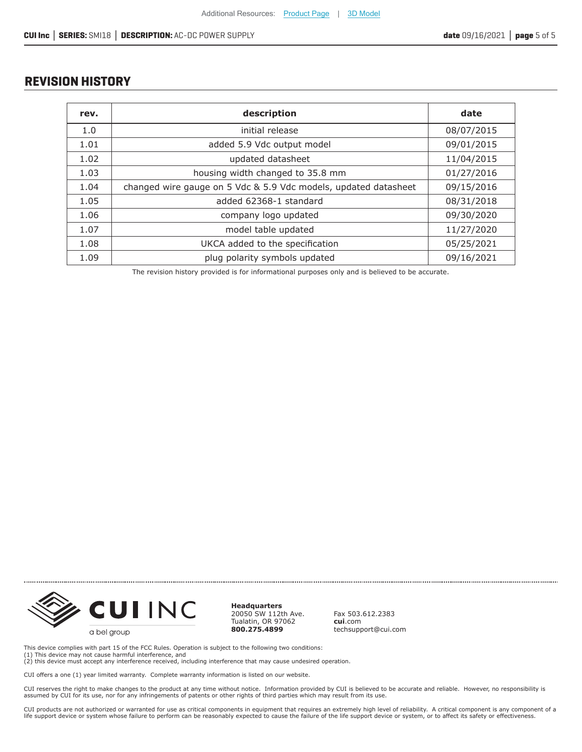## REVISION HISTORY

| rev. | description | date |
|---|---|---|
| 1.0 | initial release | 08/07/2015 |
| 1.01 | added 5.9 Vdc output model | 09/01/2015 |
| 1.02 | updated datasheet | 11/04/2015 |
| 1.03 | housing width changed to 35.8 mm | 01/27/2016 |
| 1.04 | changed wire gauge on 5 Vdc & 5.9 Vdc models, updated datasheet | 09/15/2016 |
| 1.05 | added 62368-1 standard | 08/31/2018 |
| 1.06 | company logo updated | 09/30/2020 |
| 1.07 | model table updated | 11/27/2020 |
| 1.08 | UKCA added to the specification | 05/25/2021 |
| 1.09 | plug polarity symbols updated | 09/16/2021 |

The revision history provided is for informational purposes only and is believed to be accurate.

CUI INC
a bel group

**Headquarters**
20050 SW 112th Ave.
Tualatin, OR 97062
**800.275.4899**

Fax 503.612.2383
**cui**.com
techsupport@cui.com

This device complies with part 15 of the FCC Rules. Operation is subject to the following two conditions:
(1) This device may not cause harmful interference, and
(2) this device must accept any interference received, including interference that may cause undesired operation.

CUI offers a one (1) year limited warranty. Complete warranty information is listed on our website.

CUI reserves the right to make changes to the product at any time without notice. Information provided by CUI is believed to be accurate and reliable. However, no responsibility is assumed by CUI for its use, nor for any infringements of patents or other rights of third parties which may result from its use.

CUI products are not authorized or warranted for use as critical components in equipment that requires an extremely high level of reliability. A critical component is any component of a life support device or system whose failure to perform can be reasonably expected to cause the failure of the life support device or system, or to affect its safety or effectiveness.